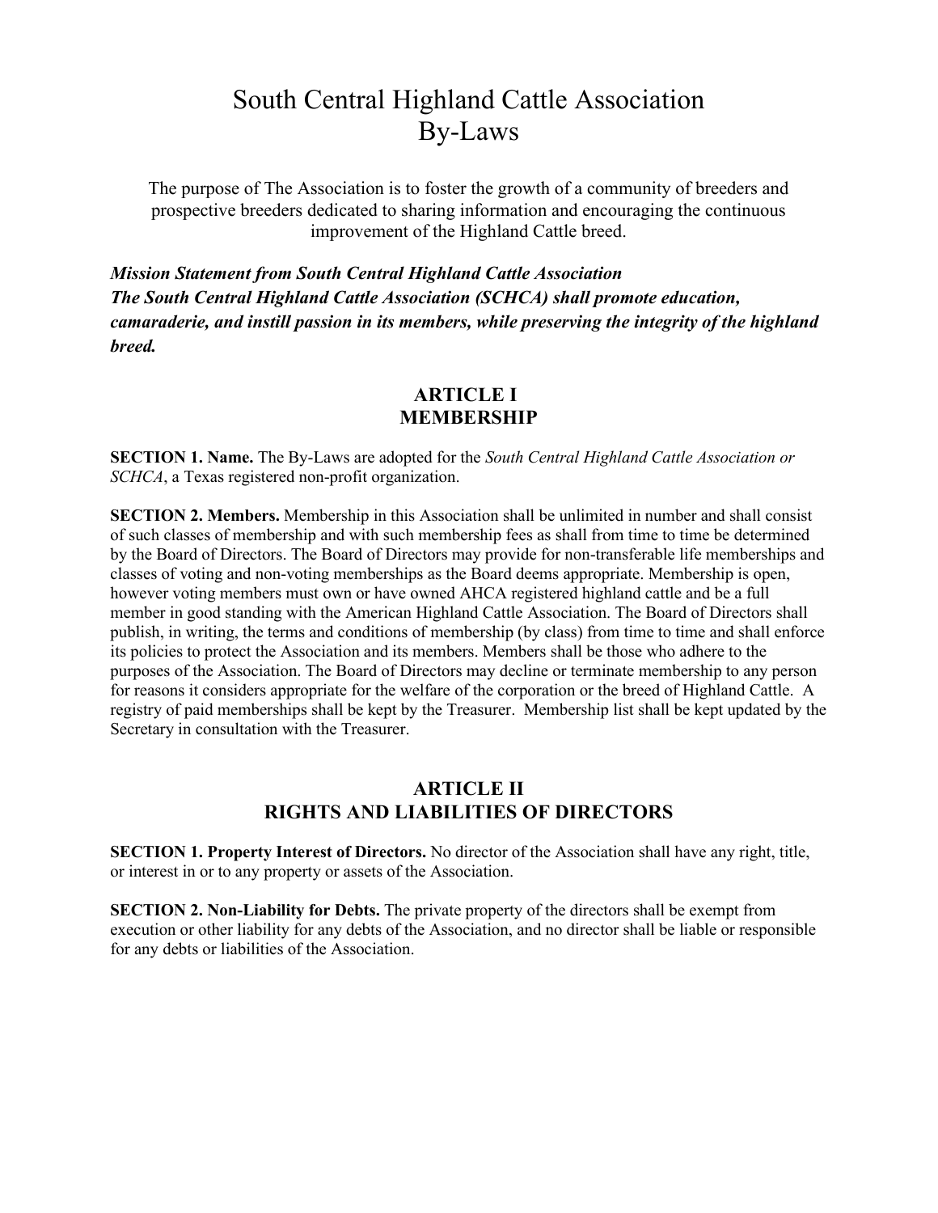# South Central Highland Cattle Association
# By-Laws

The purpose of The Association is to foster the growth of a community of breeders and prospective breeders dedicated to sharing information and encouraging the continuous improvement of the Highland Cattle breed.

***Mission Statement from South Central Highland Cattle Association***
***The South Central Highland Cattle Association (SCHCA) shall promote education, camaraderie, and instill passion in its members, while preserving the integrity of the highland breed.***

## ARTICLE I
## MEMBERSHIP

**SECTION 1. Name.** The By-Laws are adopted for the *South Central Highland Cattle Association or SCHCA*, a Texas registered non-profit organization.

**SECTION 2. Members.** Membership in this Association shall be unlimited in number and shall consist of such classes of membership and with such membership fees as shall from time to time be determined by the Board of Directors. The Board of Directors may provide for non-transferable life memberships and classes of voting and non-voting memberships as the Board deems appropriate. Membership is open, however voting members must own or have owned AHCA registered highland cattle and be a full member in good standing with the American Highland Cattle Association. The Board of Directors shall publish, in writing, the terms and conditions of membership (by class) from time to time and shall enforce its policies to protect the Association and its members. Members shall be those who adhere to the purposes of the Association. The Board of Directors may decline or terminate membership to any person for reasons it considers appropriate for the welfare of the corporation or the breed of Highland Cattle. A registry of paid memberships shall be kept by the Treasurer. Membership list shall be kept updated by the Secretary in consultation with the Treasurer.

## ARTICLE II
## RIGHTS AND LIABILITIES OF DIRECTORS

**SECTION 1. Property Interest of Directors.** No director of the Association shall have any right, title, or interest in or to any property or assets of the Association.

**SECTION 2. Non-Liability for Debts.** The private property of the directors shall be exempt from execution or other liability for any debts of the Association, and no director shall be liable or responsible for any debts or liabilities of the Association.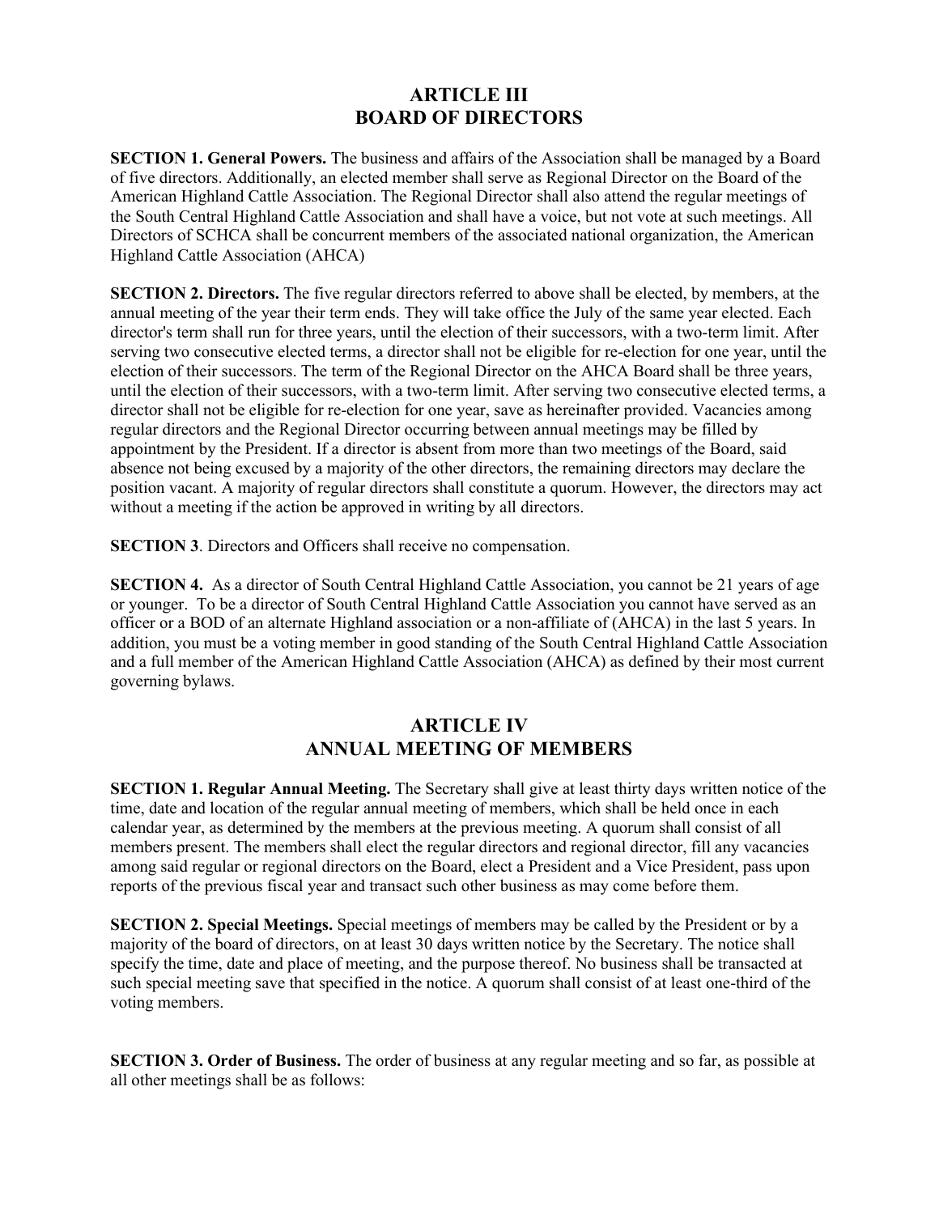## ARTICLE III
## BOARD OF DIRECTORS

**SECTION 1. General Powers.** The business and affairs of the Association shall be managed by a Board of five directors. Additionally, an elected member shall serve as Regional Director on the Board of the American Highland Cattle Association. The Regional Director shall also attend the regular meetings of the South Central Highland Cattle Association and shall have a voice, but not vote at such meetings. All Directors of SCHCA shall be concurrent members of the associated national organization, the American Highland Cattle Association (AHCA)

**SECTION 2. Directors.** The five regular directors referred to above shall be elected, by members, at the annual meeting of the year their term ends. They will take office the July of the same year elected. Each director's term shall run for three years, until the election of their successors, with a two-term limit. After serving two consecutive elected terms, a director shall not be eligible for re-election for one year, until the election of their successors. The term of the Regional Director on the AHCA Board shall be three years, until the election of their successors, with a two-term limit. After serving two consecutive elected terms, a director shall not be eligible for re-election for one year, save as hereinafter provided. Vacancies among regular directors and the Regional Director occurring between annual meetings may be filled by appointment by the President. If a director is absent from more than two meetings of the Board, said absence not being excused by a majority of the other directors, the remaining directors may declare the position vacant. A majority of regular directors shall constitute a quorum. However, the directors may act without a meeting if the action be approved in writing by all directors.

**SECTION 3**. Directors and Officers shall receive no compensation.

**SECTION 4.** As a director of South Central Highland Cattle Association, you cannot be 21 years of age or younger. To be a director of South Central Highland Cattle Association you cannot have served as an officer or a BOD of an alternate Highland association or a non-affiliate of (AHCA) in the last 5 years. In addition, you must be a voting member in good standing of the South Central Highland Cattle Association and a full member of the American Highland Cattle Association (AHCA) as defined by their most current governing bylaws.

## ARTICLE IV
## ANNUAL MEETING OF MEMBERS

**SECTION 1. Regular Annual Meeting.** The Secretary shall give at least thirty days written notice of the time, date and location of the regular annual meeting of members, which shall be held once in each calendar year, as determined by the members at the previous meeting. A quorum shall consist of all members present. The members shall elect the regular directors and regional director, fill any vacancies among said regular or regional directors on the Board, elect a President and a Vice President, pass upon reports of the previous fiscal year and transact such other business as may come before them.

**SECTION 2. Special Meetings.** Special meetings of members may be called by the President or by a majority of the board of directors, on at least 30 days written notice by the Secretary. The notice shall specify the time, date and place of meeting, and the purpose thereof. No business shall be transacted at such special meeting save that specified in the notice. A quorum shall consist of at least one-third of the voting members.

**SECTION 3. Order of Business.** The order of business at any regular meeting and so far, as possible at all other meetings shall be as follows: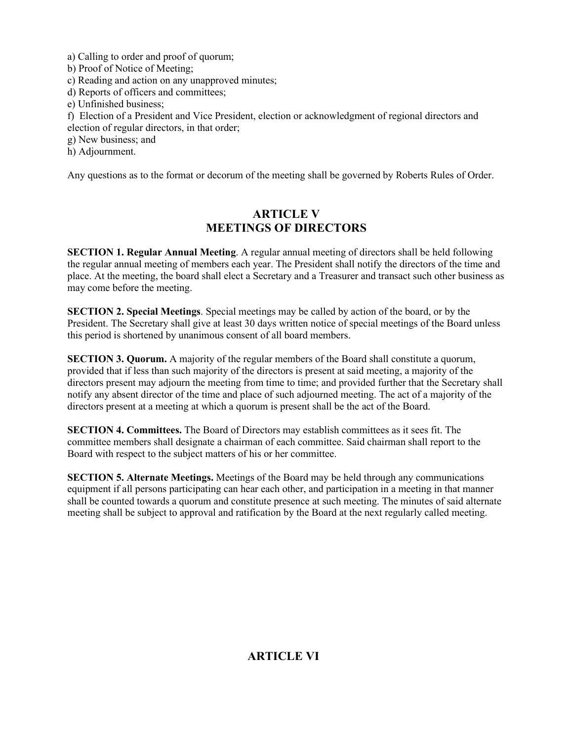a) Calling to order and proof of quorum;
b) Proof of Notice of Meeting;
c) Reading and action on any unapproved minutes;
d) Reports of officers and committees;
e) Unfinished business;
f) Election of a President and Vice President, election or acknowledgment of regional directors and election of regular directors, in that order;
g) New business; and
h) Adjournment.

Any questions as to the format or decorum of the meeting shall be governed by Roberts Rules of Order.

## ARTICLE V
## MEETINGS OF DIRECTORS

**SECTION 1. Regular Annual Meeting**. A regular annual meeting of directors shall be held following the regular annual meeting of members each year. The President shall notify the directors of the time and place. At the meeting, the board shall elect a Secretary and a Treasurer and transact such other business as may come before the meeting.

**SECTION 2. Special Meetings**. Special meetings may be called by action of the board, or by the President. The Secretary shall give at least 30 days written notice of special meetings of the Board unless this period is shortened by unanimous consent of all board members.

**SECTION 3. Quorum.** A majority of the regular members of the Board shall constitute a quorum, provided that if less than such majority of the directors is present at said meeting, a majority of the directors present may adjourn the meeting from time to time; and provided further that the Secretary shall notify any absent director of the time and place of such adjourned meeting. The act of a majority of the directors present at a meeting at which a quorum is present shall be the act of the Board.

**SECTION 4. Committees.** The Board of Directors may establish committees as it sees fit. The committee members shall designate a chairman of each committee. Said chairman shall report to the Board with respect to the subject matters of his or her committee.

**SECTION 5. Alternate Meetings.** Meetings of the Board may be held through any communications equipment if all persons participating can hear each other, and participation in a meeting in that manner shall be counted towards a quorum and constitute presence at such meeting. The minutes of said alternate meeting shall be subject to approval and ratification by the Board at the next regularly called meeting.

## ARTICLE VI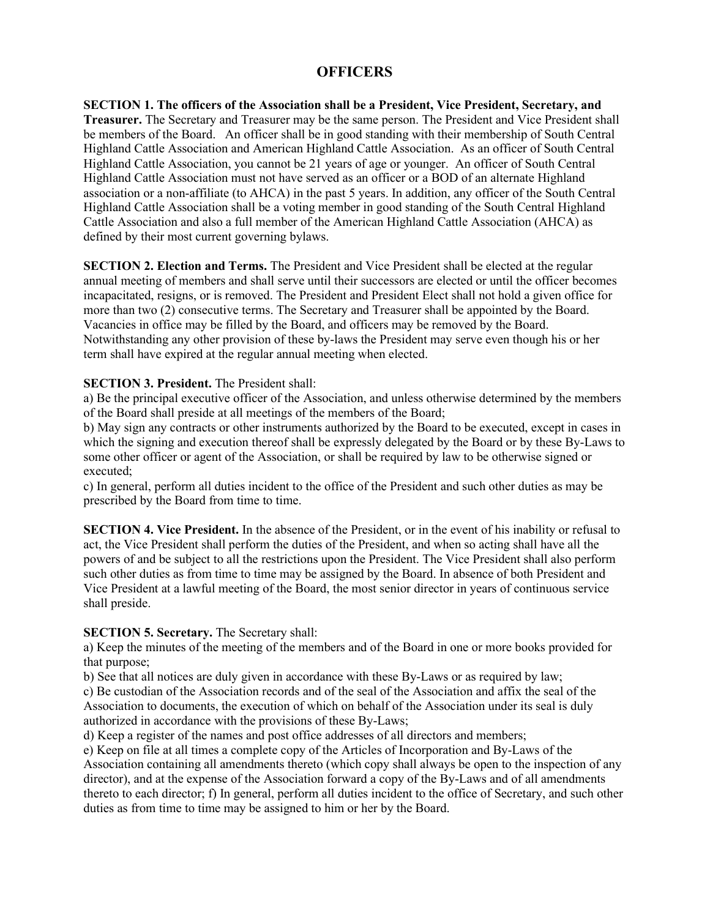## OFFICERS

**SECTION 1. The officers of the Association shall be a President, Vice President, Secretary, and Treasurer.** The Secretary and Treasurer may be the same person. The President and Vice President shall be members of the Board. An officer shall be in good standing with their membership of South Central Highland Cattle Association and American Highland Cattle Association. As an officer of South Central Highland Cattle Association, you cannot be 21 years of age or younger. An officer of South Central Highland Cattle Association must not have served as an officer or a BOD of an alternate Highland association or a non-affiliate (to AHCA) in the past 5 years. In addition, any officer of the South Central Highland Cattle Association shall be a voting member in good standing of the South Central Highland Cattle Association and also a full member of the American Highland Cattle Association (AHCA) as defined by their most current governing bylaws.

**SECTION 2. Election and Terms.** The President and Vice President shall be elected at the regular annual meeting of members and shall serve until their successors are elected or until the officer becomes incapacitated, resigns, or is removed. The President and President Elect shall not hold a given office for more than two (2) consecutive terms. The Secretary and Treasurer shall be appointed by the Board. Vacancies in office may be filled by the Board, and officers may be removed by the Board. Notwithstanding any other provision of these by-laws the President may serve even though his or her term shall have expired at the regular annual meeting when elected.

**SECTION 3. President.** The President shall:

a) Be the principal executive officer of the Association, and unless otherwise determined by the members of the Board shall preside at all meetings of the members of the Board;

b) May sign any contracts or other instruments authorized by the Board to be executed, except in cases in which the signing and execution thereof shall be expressly delegated by the Board or by these By-Laws to some other officer or agent of the Association, or shall be required by law to be otherwise signed or executed;

c) In general, perform all duties incident to the office of the President and such other duties as may be prescribed by the Board from time to time.

**SECTION 4. Vice President.** In the absence of the President, or in the event of his inability or refusal to act, the Vice President shall perform the duties of the President, and when so acting shall have all the powers of and be subject to all the restrictions upon the President. The Vice President shall also perform such other duties as from time to time may be assigned by the Board. In absence of both President and Vice President at a lawful meeting of the Board, the most senior director in years of continuous service shall preside.

**SECTION 5. Secretary.** The Secretary shall:

a) Keep the minutes of the meeting of the members and of the Board in one or more books provided for that purpose;

b) See that all notices are duly given in accordance with these By-Laws or as required by law;

c) Be custodian of the Association records and of the seal of the Association and affix the seal of the Association to documents, the execution of which on behalf of the Association under its seal is duly authorized in accordance with the provisions of these By-Laws;

d) Keep a register of the names and post office addresses of all directors and members;

e) Keep on file at all times a complete copy of the Articles of Incorporation and By-Laws of the Association containing all amendments thereto (which copy shall always be open to the inspection of any director), and at the expense of the Association forward a copy of the By-Laws and of all amendments thereto to each director; f) In general, perform all duties incident to the office of Secretary, and such other duties as from time to time may be assigned to him or her by the Board.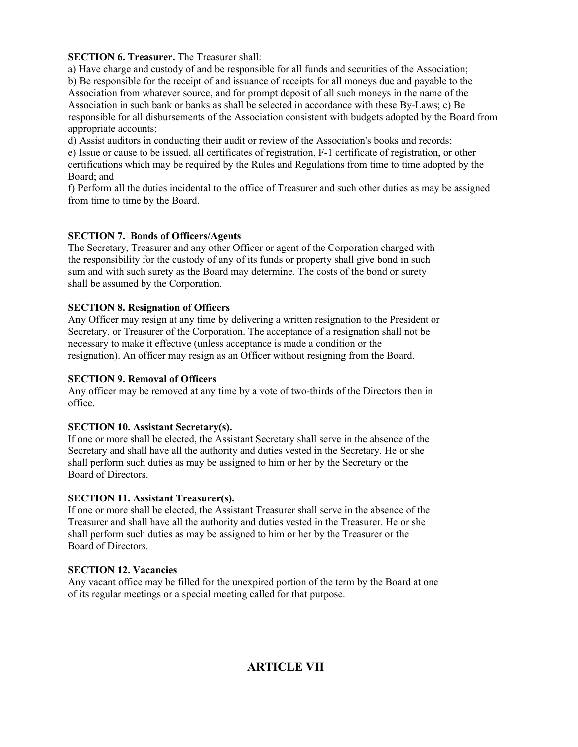**SECTION 6. Treasurer.** The Treasurer shall:

a) Have charge and custody of and be responsible for all funds and securities of the Association;
b) Be responsible for the receipt of and issuance of receipts for all moneys due and payable to the Association from whatever source, and for prompt deposit of all such moneys in the name of the Association in such bank or banks as shall be selected in accordance with these By-Laws; c) Be responsible for all disbursements of the Association consistent with budgets adopted by the Board from appropriate accounts;
d) Assist auditors in conducting their audit or review of the Association's books and records;
e) Issue or cause to be issued, all certificates of registration, F-1 certificate of registration, or other certifications which may be required by the Rules and Regulations from time to time adopted by the Board; and
f) Perform all the duties incidental to the office of Treasurer and such other duties as may be assigned from time to time by the Board.

**SECTION 7. Bonds of Officers/Agents**

The Secretary, Treasurer and any other Officer or agent of the Corporation charged with the responsibility for the custody of any of its funds or property shall give bond in such sum and with such surety as the Board may determine. The costs of the bond or surety shall be assumed by the Corporation.

**SECTION 8. Resignation of Officers**

Any Officer may resign at any time by delivering a written resignation to the President or Secretary, or Treasurer of the Corporation. The acceptance of a resignation shall not be necessary to make it effective (unless acceptance is made a condition or the resignation). An officer may resign as an Officer without resigning from the Board.

**SECTION 9. Removal of Officers**

Any officer may be removed at any time by a vote of two-thirds of the Directors then in office.

**SECTION 10. Assistant Secretary(s).**

If one or more shall be elected, the Assistant Secretary shall serve in the absence of the Secretary and shall have all the authority and duties vested in the Secretary. He or she shall perform such duties as may be assigned to him or her by the Secretary or the Board of Directors.

**SECTION 11. Assistant Treasurer(s).**

If one or more shall be elected, the Assistant Treasurer shall serve in the absence of the Treasurer and shall have all the authority and duties vested in the Treasurer. He or she shall perform such duties as may be assigned to him or her by the Treasurer or the Board of Directors.

**SECTION 12. Vacancies**

Any vacant office may be filled for the unexpired portion of the term by the Board at one of its regular meetings or a special meeting called for that purpose.

## ARTICLE VII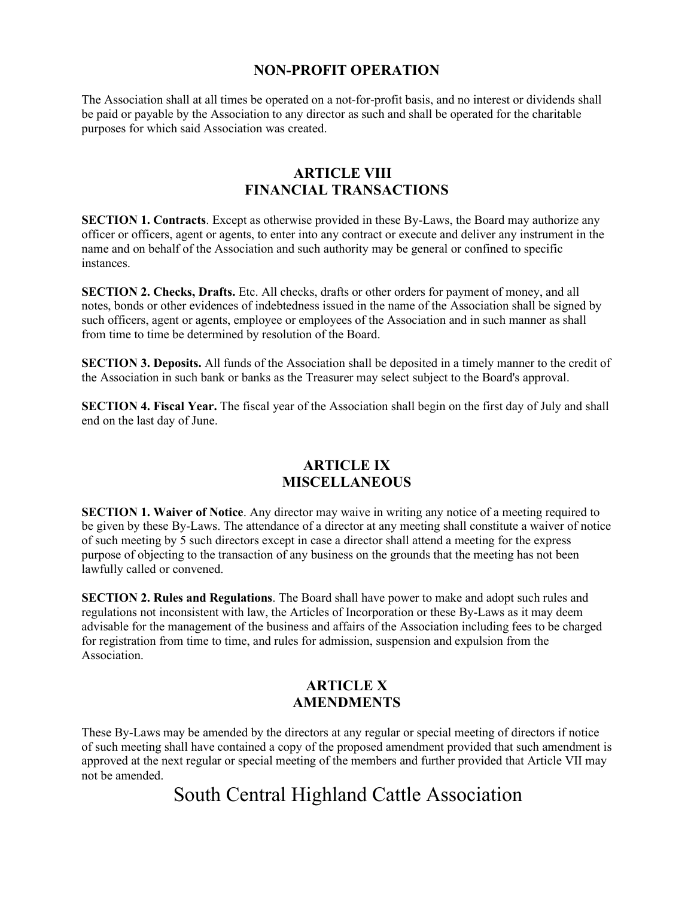## NON-PROFIT OPERATION

The Association shall at all times be operated on a not-for-profit basis, and no interest or dividends shall be paid or payable by the Association to any director as such and shall be operated for the charitable purposes for which said Association was created.

## ARTICLE VIII
## FINANCIAL TRANSACTIONS

**SECTION 1. Contracts**. Except as otherwise provided in these By-Laws, the Board may authorize any officer or officers, agent or agents, to enter into any contract or execute and deliver any instrument in the name and on behalf of the Association and such authority may be general or confined to specific instances.

**SECTION 2. Checks, Drafts.** Etc. All checks, drafts or other orders for payment of money, and all notes, bonds or other evidences of indebtedness issued in the name of the Association shall be signed by such officers, agent or agents, employee or employees of the Association and in such manner as shall from time to time be determined by resolution of the Board.

**SECTION 3. Deposits.** All funds of the Association shall be deposited in a timely manner to the credit of the Association in such bank or banks as the Treasurer may select subject to the Board's approval.

**SECTION 4. Fiscal Year.** The fiscal year of the Association shall begin on the first day of July and shall end on the last day of June.

## ARTICLE IX
## MISCELLANEOUS

**SECTION 1. Waiver of Notice**. Any director may waive in writing any notice of a meeting required to be given by these By-Laws. The attendance of a director at any meeting shall constitute a waiver of notice of such meeting by 5 such directors except in case a director shall attend a meeting for the express purpose of objecting to the transaction of any business on the grounds that the meeting has not been lawfully called or convened.

**SECTION 2. Rules and Regulations**. The Board shall have power to make and adopt such rules and regulations not inconsistent with law, the Articles of Incorporation or these By-Laws as it may deem advisable for the management of the business and affairs of the Association including fees to be charged for registration from time to time, and rules for admission, suspension and expulsion from the Association.

## ARTICLE X
## AMENDMENTS

These By-Laws may be amended by the directors at any regular or special meeting of directors if notice of such meeting shall have contained a copy of the proposed amendment provided that such amendment is approved at the next regular or special meeting of the members and further provided that Article VII may not be amended.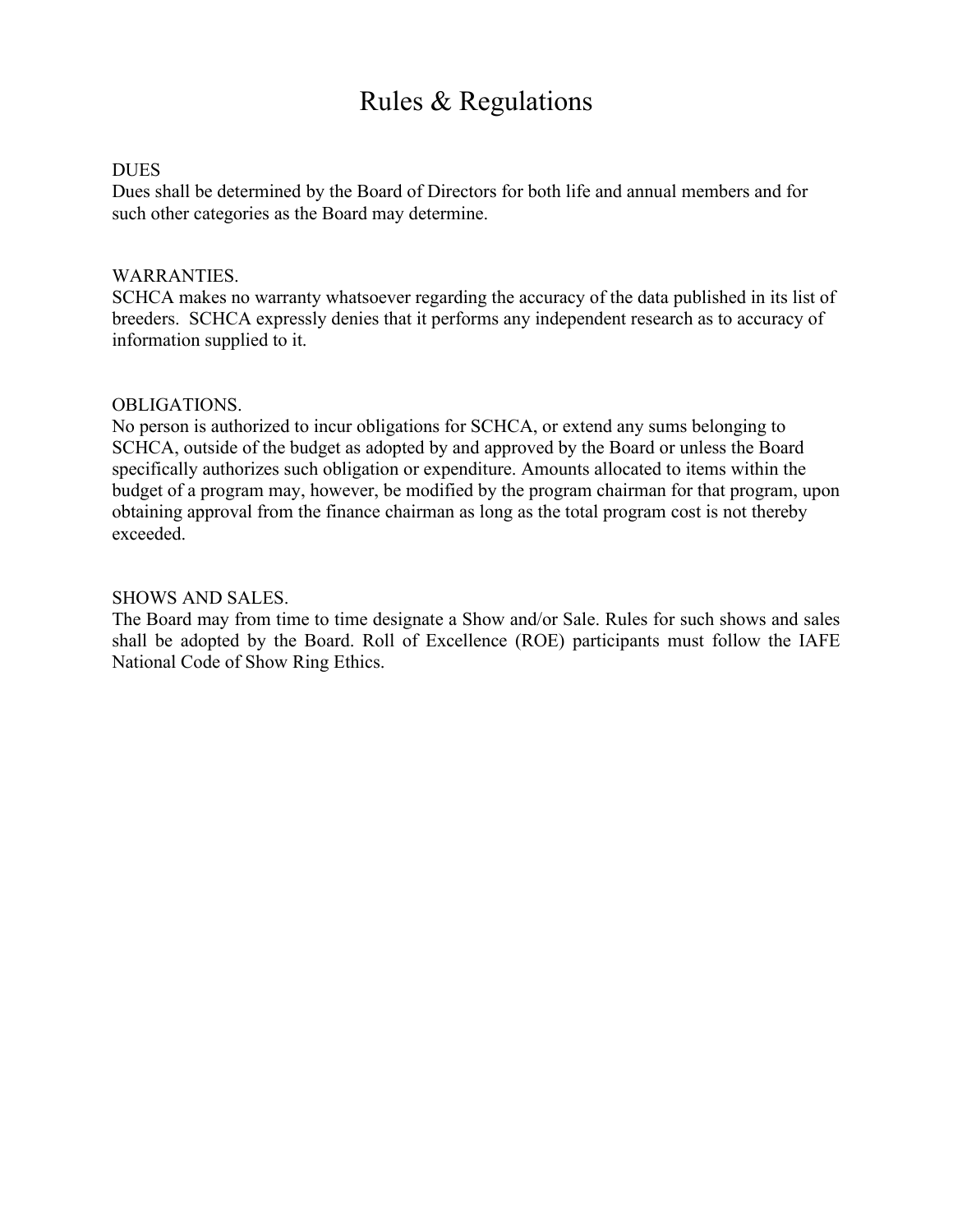# Rules & Regulations

DUES

Dues shall be determined by the Board of Directors for both life and annual members and for such other categories as the Board may determine.

WARRANTIES.

SCHCA makes no warranty whatsoever regarding the accuracy of the data published in its list of breeders. SCHCA expressly denies that it performs any independent research as to accuracy of information supplied to it.

OBLIGATIONS.

No person is authorized to incur obligations for SCHCA, or extend any sums belonging to SCHCA, outside of the budget as adopted by and approved by the Board or unless the Board specifically authorizes such obligation or expenditure. Amounts allocated to items within the budget of a program may, however, be modified by the program chairman for that program, upon obtaining approval from the finance chairman as long as the total program cost is not thereby exceeded.

SHOWS AND SALES.

The Board may from time to time designate a Show and/or Sale. Rules for such shows and sales shall be adopted by the Board. Roll of Excellence (ROE) participants must follow the IAFE National Code of Show Ring Ethics.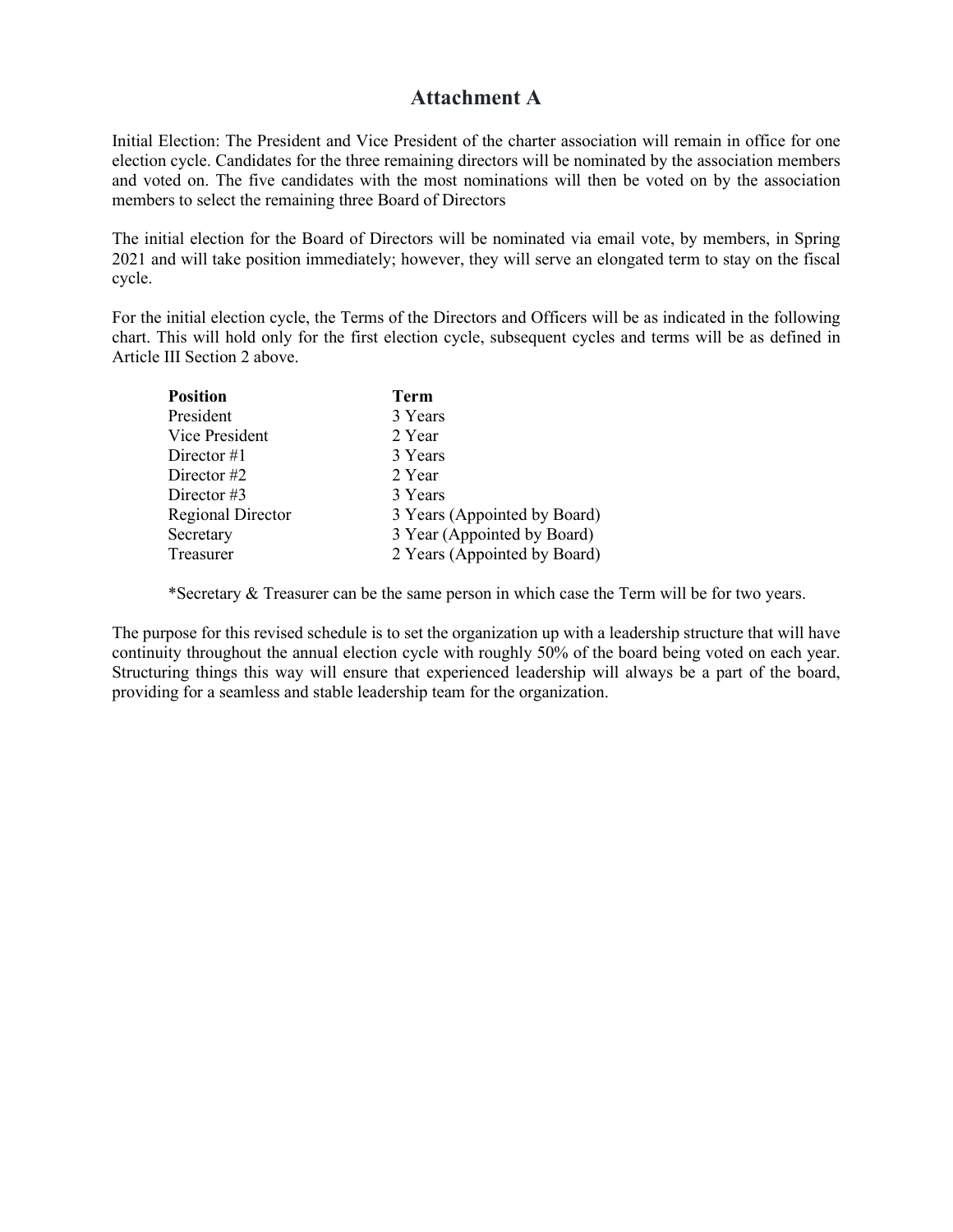# Attachment A

Initial Election: The President and Vice President of the charter association will remain in office for one election cycle. Candidates for the three remaining directors will be nominated by the association members and voted on. The five candidates with the most nominations will then be voted on by the association members to select the remaining three Board of Directors

The initial election for the Board of Directors will be nominated via email vote, by members, in Spring 2021 and will take position immediately; however, they will serve an elongated term to stay on the fiscal cycle.

For the initial election cycle, the Terms of the Directors and Officers will be as indicated in the following chart. This will hold only for the first election cycle, subsequent cycles and terms will be as defined in Article III Section 2 above.

| **Position** | **Term** |
|---|---|
| President | 3 Years |
| Vice President | 2 Year |
| Director #1 | 3 Years |
| Director #2 | 2 Year |
| Director #3 | 3 Years |
| Regional Director | 3 Years (Appointed by Board) |
| Secretary | 3 Year (Appointed by Board) |
| Treasurer | 2 Years (Appointed by Board) |

*Secretary & Treasurer can be the same person in which case the Term will be for two years.

The purpose for this revised schedule is to set the organization up with a leadership structure that will have continuity throughout the annual election cycle with roughly 50% of the board being voted on each year. Structuring things this way will ensure that experienced leadership will always be a part of the board, providing for a seamless and stable leadership team for the organization.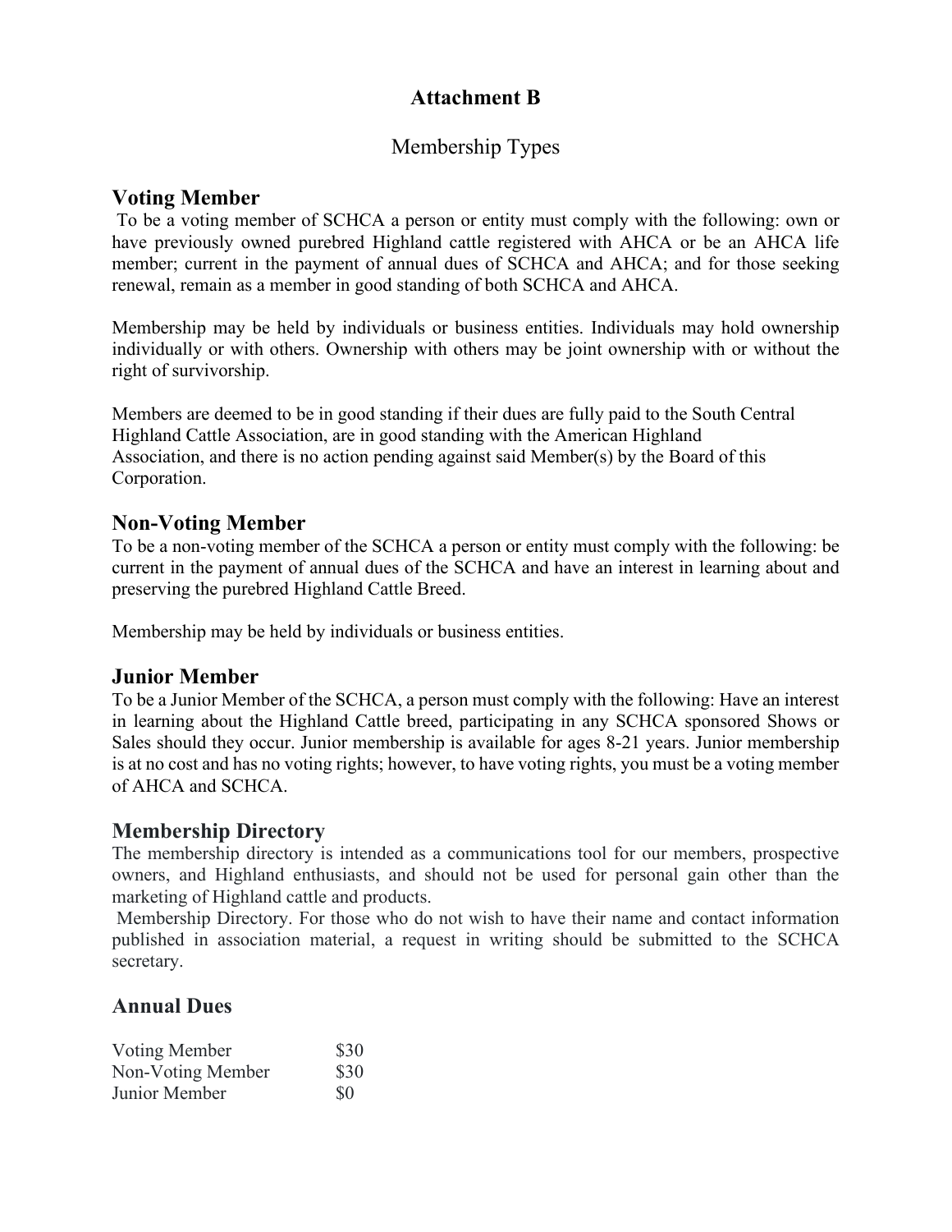# Attachment B

## Membership Types

### Voting Member

To be a voting member of SCHCA a person or entity must comply with the following: own or have previously owned purebred Highland cattle registered with AHCA or be an AHCA life member; current in the payment of annual dues of SCHCA and AHCA; and for those seeking renewal, remain as a member in good standing of both SCHCA and AHCA.

Membership may be held by individuals or business entities. Individuals may hold ownership individually or with others. Ownership with others may be joint ownership with or without the right of survivorship.

Members are deemed to be in good standing if their dues are fully paid to the South Central Highland Cattle Association, are in good standing with the American Highland Association, and there is no action pending against said Member(s) by the Board of this Corporation.

### Non-Voting Member

To be a non-voting member of the SCHCA a person or entity must comply with the following: be current in the payment of annual dues of the SCHCA and have an interest in learning about and preserving the purebred Highland Cattle Breed.

Membership may be held by individuals or business entities.

### Junior Member

To be a Junior Member of the SCHCA, a person must comply with the following: Have an interest in learning about the Highland Cattle breed, participating in any SCHCA sponsored Shows or Sales should they occur. Junior membership is available for ages 8-21 years. Junior membership is at no cost and has no voting rights; however, to have voting rights, you must be a voting member of AHCA and SCHCA.

### Membership Directory

The membership directory is intended as a communications tool for our members, prospective owners, and Highland enthusiasts, and should not be used for personal gain other than the marketing of Highland cattle and products.

Membership Directory. For those who do not wish to have their name and contact information published in association material, a request in writing should be submitted to the SCHCA secretary.

### Annual Dues

| | |
|---|---|
| Voting Member | $30 |
| Non-Voting Member | $30 |
| Junior Member | $0 |